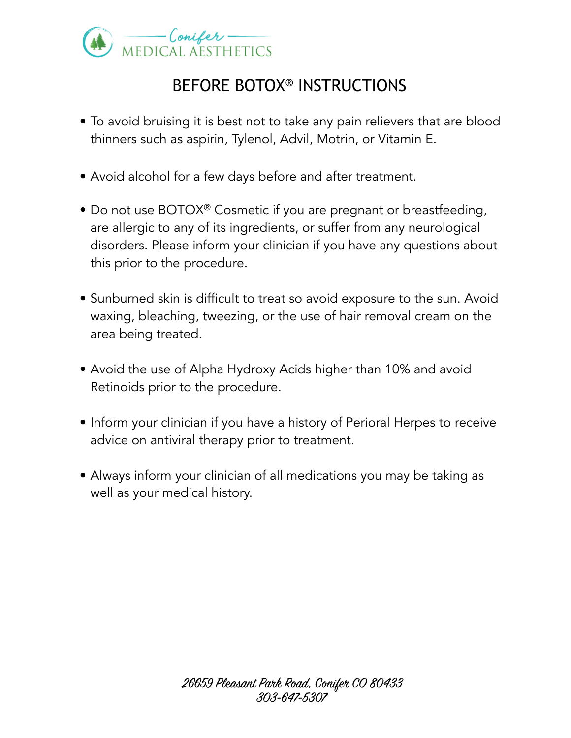Conifer MEDICAL AESTHETICS

# BEFORE BOTOX® INSTRUCTIONS

- To avoid bruising it is best not to take any pain relievers that are blood thinners such as aspirin, Tylenol, Advil, Motrin, or Vitamin E.

- Avoid alcohol for a few days before and after treatment.

- Do not use BOTOX® Cosmetic if you are pregnant or breastfeeding, are allergic to any of its ingredients, or suffer from any neurological disorders. Please inform your clinician if you have any questions about this prior to the procedure.

- Sunburned skin is difficult to treat so avoid exposure to the sun. Avoid waxing, bleaching, tweezing, or the use of hair removal cream on the area being treated.

- Avoid the use of Alpha Hydroxy Acids higher than 10% and avoid Retinoids prior to the procedure.

- Inform your clinician if you have a history of Perioral Herpes to receive advice on antiviral therapy prior to treatment.

- Always inform your clinician of all medications you may be taking as well as your medical history.

*26659 Pleasant Park Road, Conifer CO 80433*
*303-647-5307*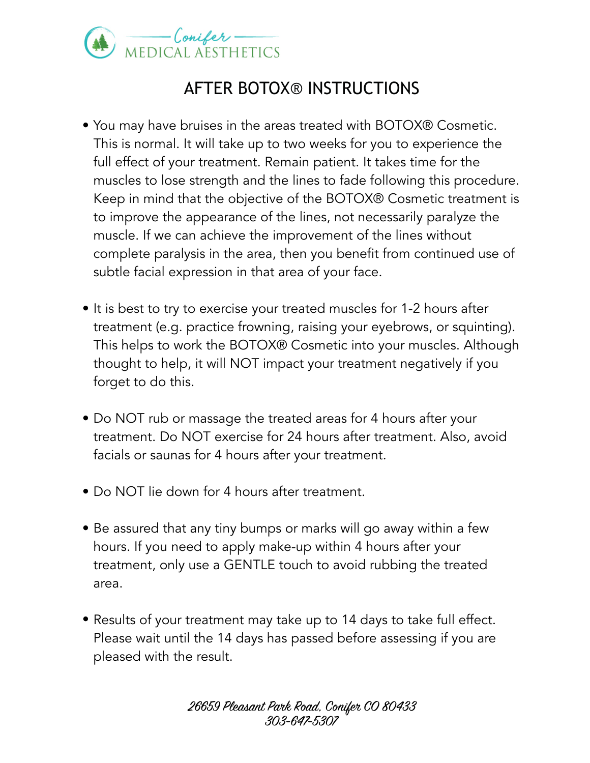Conifer MEDICAL AESTHETICS

# AFTER BOTOX® INSTRUCTIONS

- You may have bruises in the areas treated with BOTOX® Cosmetic. This is normal. It will take up to two weeks for you to experience the full effect of your treatment. Remain patient. It takes time for the muscles to lose strength and the lines to fade following this procedure. Keep in mind that the objective of the BOTOX® Cosmetic treatment is to improve the appearance of the lines, not necessarily paralyze the muscle. If we can achieve the improvement of the lines without complete paralysis in the area, then you benefit from continued use of subtle facial expression in that area of your face.

- It is best to try to exercise your treated muscles for 1-2 hours after treatment (e.g. practice frowning, raising your eyebrows, or squinting). This helps to work the BOTOX® Cosmetic into your muscles. Although thought to help, it will NOT impact your treatment negatively if you forget to do this.

- Do NOT rub or massage the treated areas for 4 hours after your treatment. Do NOT exercise for 24 hours after treatment. Also, avoid facials or saunas for 4 hours after your treatment.

- Do NOT lie down for 4 hours after treatment.

- Be assured that any tiny bumps or marks will go away within a few hours. If you need to apply make-up within 4 hours after your treatment, only use a GENTLE touch to avoid rubbing the treated area.

- Results of your treatment may take up to 14 days to take full effect. Please wait until the 14 days has passed before assessing if you are pleased with the result.

*26659 Pleasant Park Road, Conifer CO 80433*
*303-647-5307*